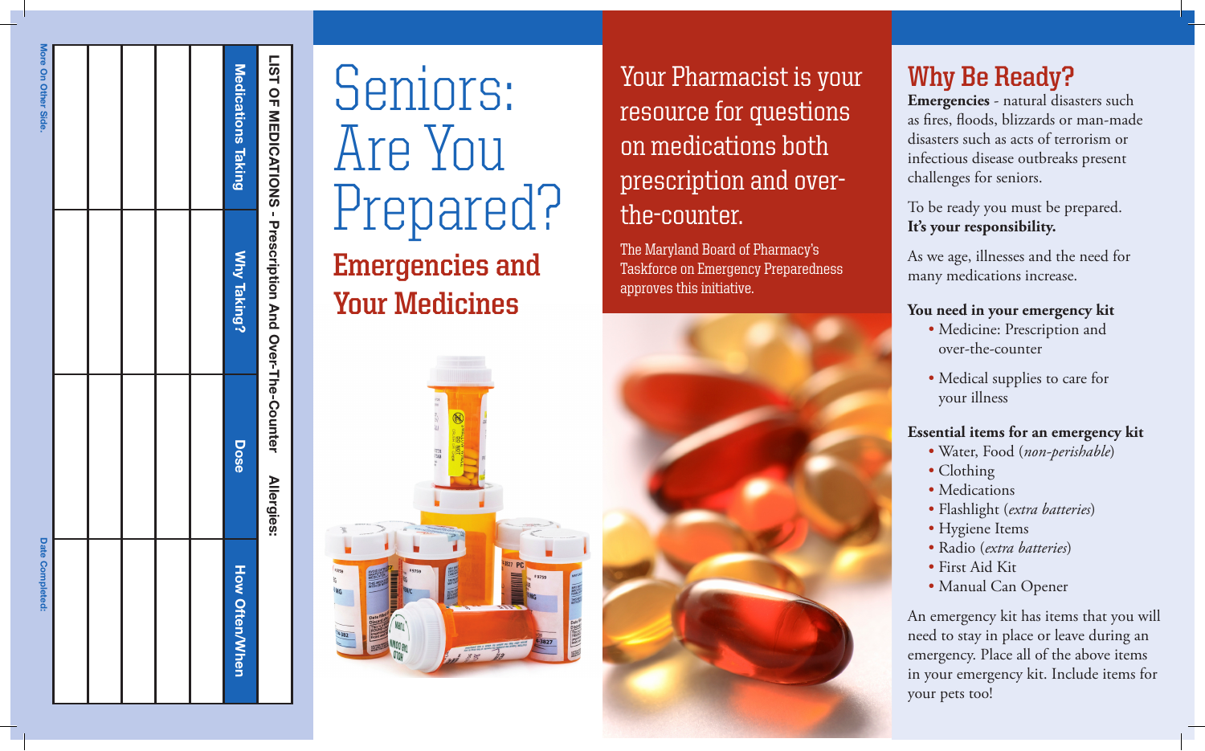## LIST OF MEDICATIONS - Prescription And Over-The-Counter

Allergies:

| Medications Taking | Why Taking? | Dose | How Often/When |
| --- | --- | --- | --- |
| | | | |
| | | | |
| | | | |
| | | | |
| | | | |
| | | | |

More On Other Side.

Date Completed:

# Seniors: Are You Prepared?

## Emergencies and Your Medicines

Your Pharmacist is your resource for questions on medications both prescription and over-the-counter.

The Maryland Board of Pharmacy's Taskforce on Emergency Preparedness approves this initiative.

## Why Be Ready?

**Emergencies** - natural disasters such as fires, floods, blizzards or man-made disasters such as acts of terrorism or infectious disease outbreaks present challenges for seniors.

To be ready you must be prepared. **It's your responsibility.**

As we age, illnesses and the need for many medications increase.

**You need in your emergency kit**

- Medicine: Prescription and over-the-counter
- Medical supplies to care for your illness

**Essential items for an emergency kit**

- Water, Food (*non-perishable*)
- Clothing
- Medications
- Flashlight (*extra batteries*)
- Hygiene Items
- Radio (*extra batteries*)
- First Aid Kit
- Manual Can Opener

An emergency kit has items that you will need to stay in place or leave during an emergency. Place all of the above items in your emergency kit. Include items for your pets too!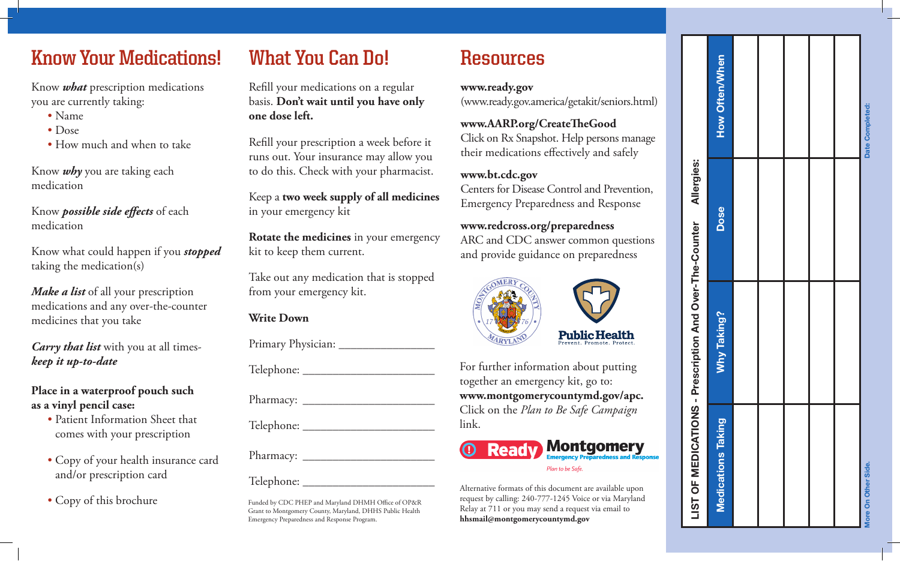# Know Your Medications!

Know ***what*** prescription medications you are currently taking:

- Name
- Dose
- How much and when to take

Know ***why*** you are taking each medication

Know ***possible side effects*** of each medication

Know what could happen if you ***stopped*** taking the medication(s)

***Make a list*** of all your prescription medications and any over-the-counter medicines that you take

***Carry that list*** with you at all times- ***keep it up-to-date***

**Place in a waterproof pouch such as a vinyl pencil case:**

- Patient Information Sheet that comes with your prescription
- Copy of your health insurance card and/or prescription card
- Copy of this brochure

# What You Can Do!

Refill your medications on a regular basis. **Don't wait until you have only one dose left.**

Refill your prescription a week before it runs out. Your insurance may allow you to do this. Check with your pharmacist.

Keep a **two week supply of all medicines** in your emergency kit

**Rotate the medicines** in your emergency kit to keep them current.

Take out any medication that is stopped from your emergency kit.

**Write Down**

Primary Physician: ________________

Telephone: ______________________

Pharmacy: ______________________

Telephone: ______________________

Pharmacy: ______________________

Telephone: ______________________

Funded by CDC PHEP and Maryland DHMH Office of OP&R Grant to Montgomery County, Maryland, DHHS Public Health Emergency Preparedness and Response Program.

# Resources

**www.ready.gov**
(www.ready.gov.america/getakit/seniors.html)

**www.AARP.org/CreateTheGood**
Click on Rx Snapshot. Help persons manage their medications effectively and safely

**www.bt.cdc.gov**
Centers for Disease Control and Prevention, Emergency Preparedness and Response

**www.redcross.org/preparedness**
ARC and CDC answer common questions and provide guidance on preparedness

Montgomery County Maryland 1776

Public Health
Prevent. Promote. Protect.

For further information about putting together an emergency kit, go to: **www.montgomerycountymd.gov/apc.** Click on the *Plan to Be Safe Campaign* link.

Ready Montgomery
Emergency Preparedness and Response
*Plan to be Safe.*

Alternative formats of this document are available upon request by calling: 240-777-1245 Voice or via Maryland Relay at 711 or you may send a request via email to **hhsmail@montgomerycountymd.gov**

## LIST OF MEDICATIONS - Prescription And Over-The-Counter

**Allergies:**

| Medications Taking | Why Taking? | Dose | How Often/When |
|---|---|---|---|
| | | | |
| | | | |
| | | | |
| | | | |
| | | | |

**Date Completed:**

**More On Other Side.**